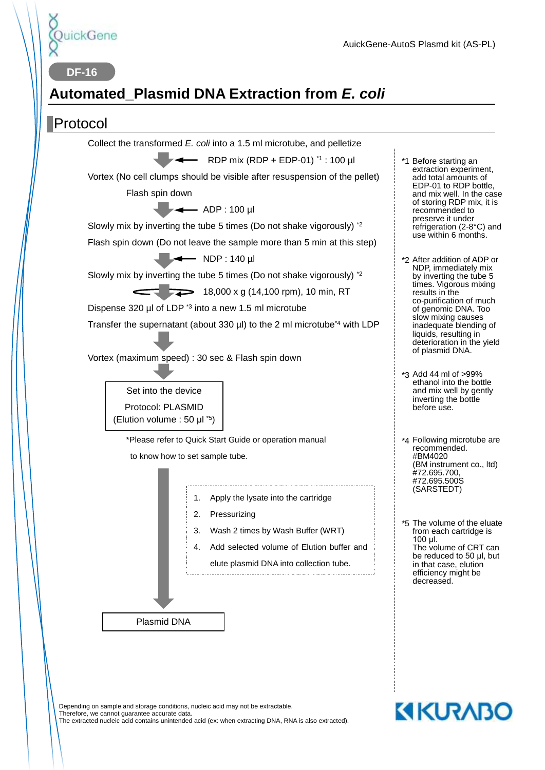QuickGene

AuickGene-AutoS Plasmd kit (AS-PL)

DF-16

# Automated_Plasmid DNA Extraction from *E. coli*

## Protocol

Collect the transformed *E. coli* into a 1.5 ml microtube, and pelletize

↓ ← RDP mix (RDP + EDP-01) [*1] : 100 µl

Vortex (No cell clumps should be visible after resuspension of the pellet)

Flash spin down

↓ ← ADP : 100 µl

Slowly mix by inverting the tube 5 times (Do not shake vigorously) [*2]

Flash spin down (Do not leave the sample more than 5 min at this step)

↓ ← NDP : 140 µl

Slowly mix by inverting the tube 5 times (Do not shake vigorously) [*2]

18,000 x g (14,100 rpm), 10 min, RT

Dispense 320 µl of LDP [*3] into a new 1.5 ml microtube

Transfer the supernatant (about 330 µl) to the 2 ml microtube[*4] with LDP

↓

Vortex (maximum speed) : 30 sec & Flash spin down

↓

Set into the device
Protocol: PLASMID
(Elution volume : 50 µl [*5])

*Please refer to Quick Start Guide or operation manual to know how to set sample tube.

1. Apply the lysate into the cartridge
2. Pressurizing
3. Wash 2 times by Wash Buffer (WRT)
4. Add selected volume of Elution buffer and elute plasmid DNA into collection tube.

↓

Plasmid DNA

*1 Before starting an extraction experiment, add total amounts of EDP-01 to RDP bottle, and mix well. In the case of storing RDP mix, it is recommended to preserve it under refrigeration (2-8°C) and use within 6 months.

*2 After addition of ADP or NDP, immediately mix by inverting the tube 5 times. Vigorous mixing results in the co-purification of much of genomic DNA. Too slow mixing causes inadequate blending of liquids, resulting in deterioration in the yield of plasmid DNA.

*3 Add 44 ml of >99% ethanol into the bottle and mix well by gently inverting the bottle before use.

*4 Following microtube are recommended.
#BM4020
(BM instrument co., ltd)
#72.695.700,
#72.695.500S
(SARSTEDT)

*5 The volume of the eluate from each cartridge is 100 µl.
The volume of CRT can be reduced to 50 µl, but in that case, elution efficiency might be decreased.

Depending on sample and storage conditions, nucleic acid may not be extractable.
Therefore, we cannot guarantee accurate data.
The extracted nucleic acid contains unintended acid (ex: when extracting DNA, RNA is also extracted).

KURABO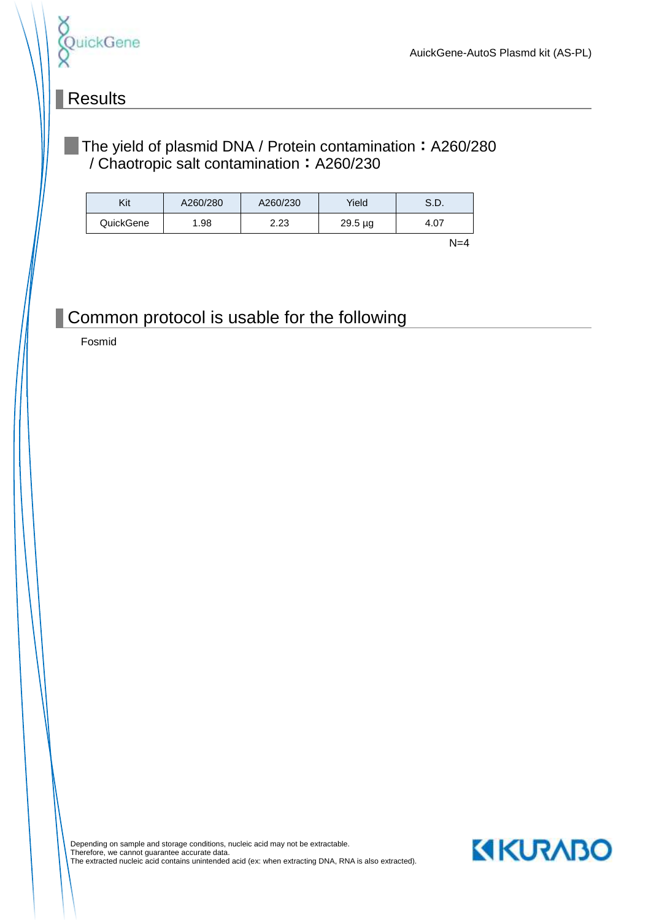## Results

### The yield of plasmid DNA / Protein contamination：A260/280 / Chaotropic salt contamination：A260/230

| Kit | A260/280 | A260/230 | Yield | S.D. |
|---|---|---|---|---|
| QuickGene | 1.98 | 2.23 | 29.5 µg | 4.07 |

N=4

## Common protocol is usable for the following

Fosmid

Depending on sample and storage conditions, nucleic acid may not be extractable.
Therefore, we cannot guarantee accurate data.
The extracted nucleic acid contains unintended acid (ex: when extracting DNA, RNA is also extracted).